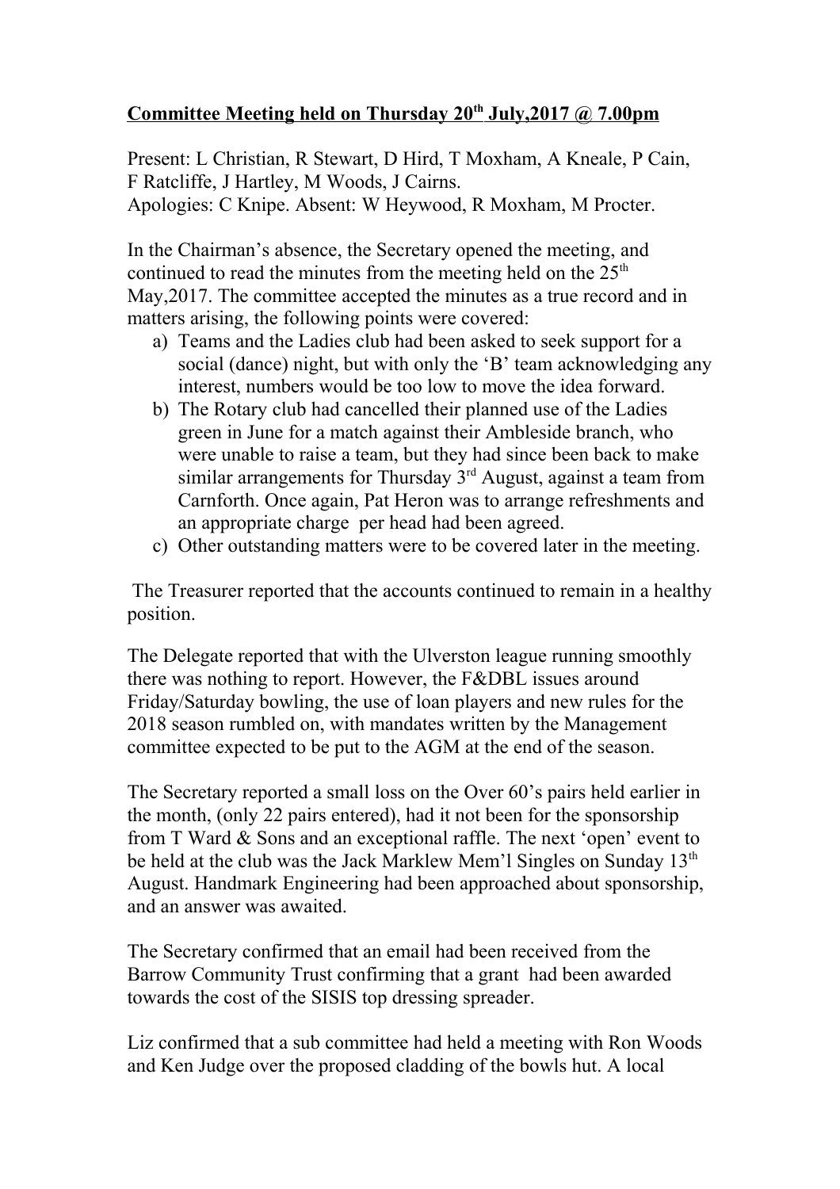**Committee Meeting held on Thursday 20th July,2017 @ 7.00pm**

Present: L Christian, R Stewart, D Hird, T Moxham, A Kneale, P Cain, F Ratcliffe, J Hartley, M Woods, J Cairns.
Apologies: C Knipe. Absent: W Heywood, R Moxham, M Procter.

In the Chairman's absence, the Secretary opened the meeting, and continued to read the minutes from the meeting held on the 25th May,2017. The committee accepted the minutes as a true record and in matters arising, the following points were covered:

a) Teams and the Ladies club had been asked to seek support for a social (dance) night, but with only the 'B' team acknowledging any interest, numbers would be too low to move the idea forward.
b) The Rotary club had cancelled their planned use of the Ladies green in June for a match against their Ambleside branch, who were unable to raise a team, but they had since been back to make similar arrangements for Thursday 3rd August, against a team from Carnforth. Once again, Pat Heron was to arrange refreshments and an appropriate charge per head had been agreed.
c) Other outstanding matters were to be covered later in the meeting.

The Treasurer reported that the accounts continued to remain in a healthy position.

The Delegate reported that with the Ulverston league running smoothly there was nothing to report. However, the F&DBL issues around Friday/Saturday bowling, the use of loan players and new rules for the 2018 season rumbled on, with mandates written by the Management committee expected to be put to the AGM at the end of the season.

The Secretary reported a small loss on the Over 60's pairs held earlier in the month, (only 22 pairs entered), had it not been for the sponsorship from T Ward & Sons and an exceptional raffle. The next 'open' event to be held at the club was the Jack Marklew Mem'l Singles on Sunday 13th August. Handmark Engineering had been approached about sponsorship, and an answer was awaited.

The Secretary confirmed that an email had been received from the Barrow Community Trust confirming that a grant had been awarded towards the cost of the SISIS top dressing spreader.

Liz confirmed that a sub committee had held a meeting with Ron Woods and Ken Judge over the proposed cladding of the bowls hut. A local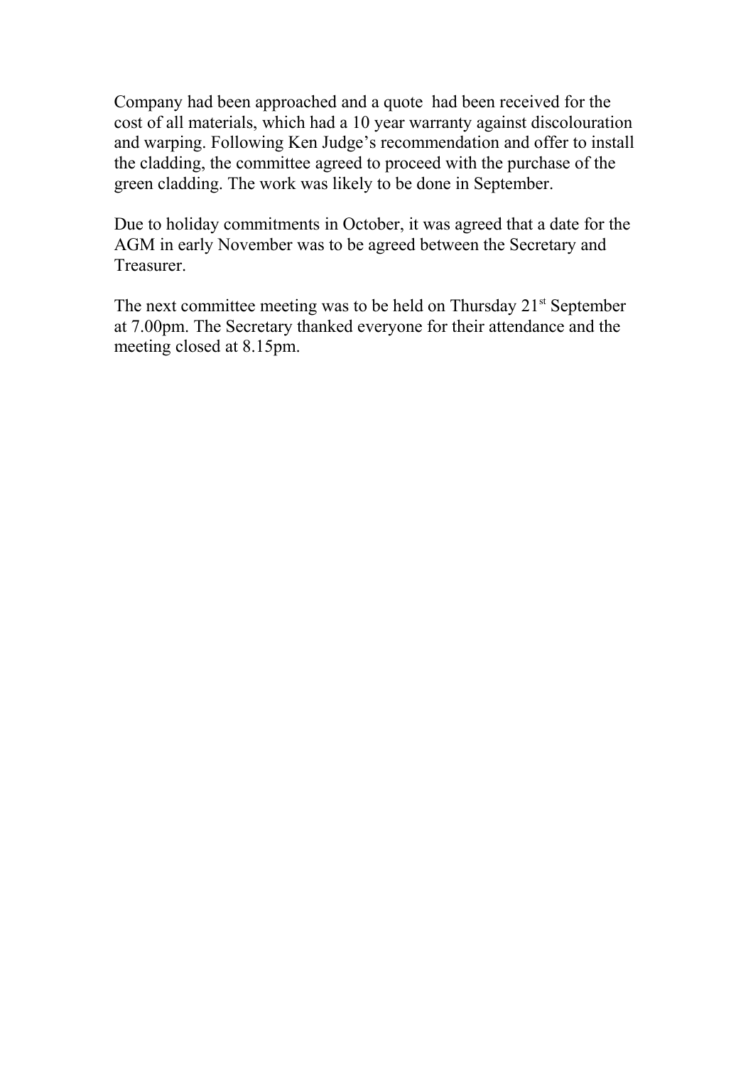Company had been approached and a quote had been received for the cost of all materials, which had a 10 year warranty against discolouration and warping. Following Ken Judge's recommendation and offer to install the cladding, the committee agreed to proceed with the purchase of the green cladding. The work was likely to be done in September.

Due to holiday commitments in October, it was agreed that a date for the AGM in early November was to be agreed between the Secretary and Treasurer.

The next committee meeting was to be held on Thursday 21st September at 7.00pm. The Secretary thanked everyone for their attendance and the meeting closed at 8.15pm.